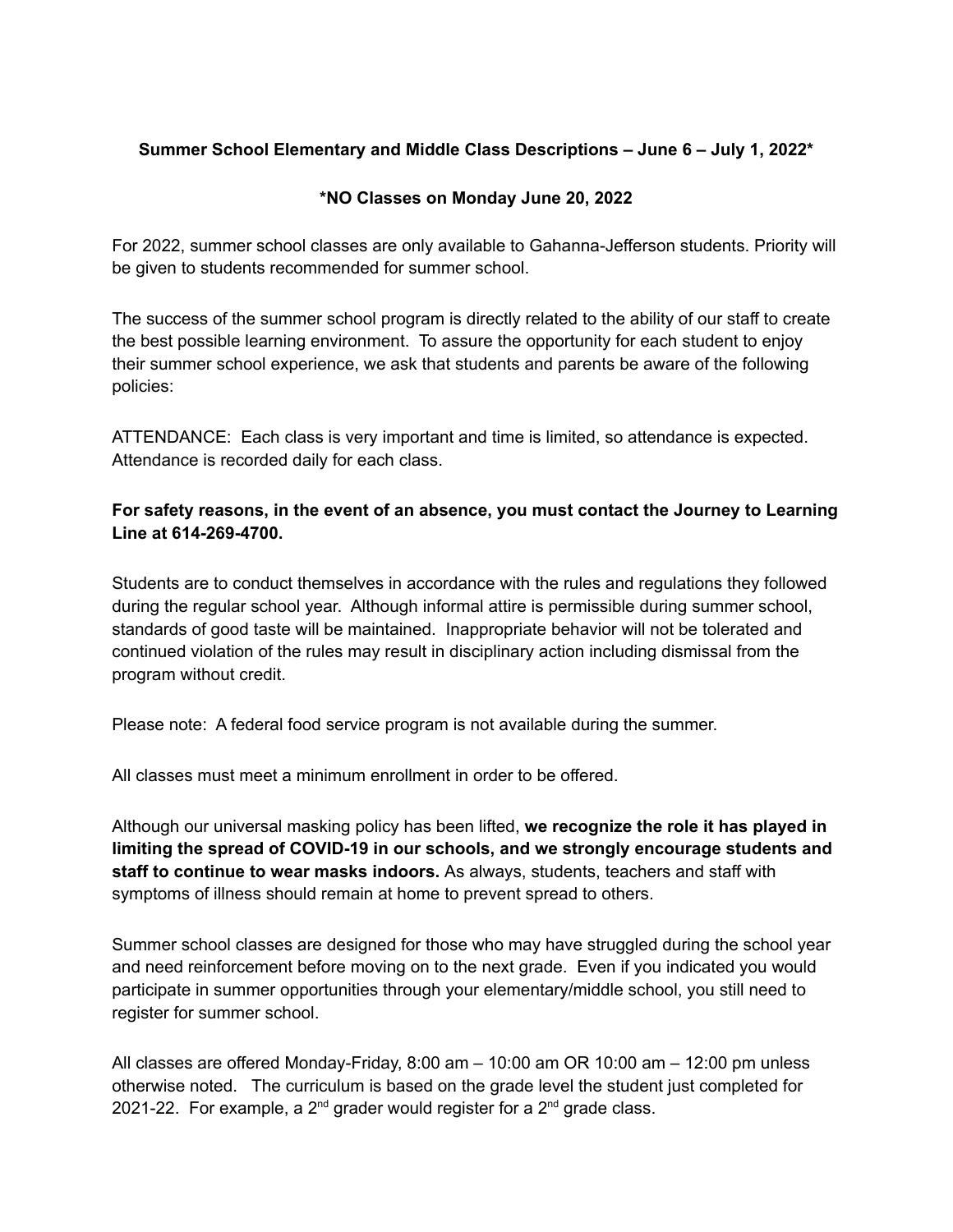**Summer School Elementary and Middle Class Descriptions – June 6 – July 1, 2022***

***NO Classes on Monday June 20, 2022**

For 2022, summer school classes are only available to Gahanna-Jefferson students. Priority will be given to students recommended for summer school.

The success of the summer school program is directly related to the ability of our staff to create the best possible learning environment. To assure the opportunity for each student to enjoy their summer school experience, we ask that students and parents be aware of the following policies:

ATTENDANCE: Each class is very important and time is limited, so attendance is expected. Attendance is recorded daily for each class.

**For safety reasons, in the event of an absence, you must contact the Journey to Learning Line at 614-269-4700.**

Students are to conduct themselves in accordance with the rules and regulations they followed during the regular school year. Although informal attire is permissible during summer school, standards of good taste will be maintained. Inappropriate behavior will not be tolerated and continued violation of the rules may result in disciplinary action including dismissal from the program without credit.

Please note: A federal food service program is not available during the summer.

All classes must meet a minimum enrollment in order to be offered.

Although our universal masking policy has been lifted, **we recognize the role it has played in limiting the spread of COVID-19 in our schools, and we strongly encourage students and staff to continue to wear masks indoors.** As always, students, teachers and staff with symptoms of illness should remain at home to prevent spread to others.

Summer school classes are designed for those who may have struggled during the school year and need reinforcement before moving on to the next grade. Even if you indicated you would participate in summer opportunities through your elementary/middle school, you still need to register for summer school.

All classes are offered Monday-Friday, 8:00 am – 10:00 am OR 10:00 am – 12:00 pm unless otherwise noted. The curriculum is based on the grade level the student just completed for 2021-22. For example, a 2nd grader would register for a 2nd grade class.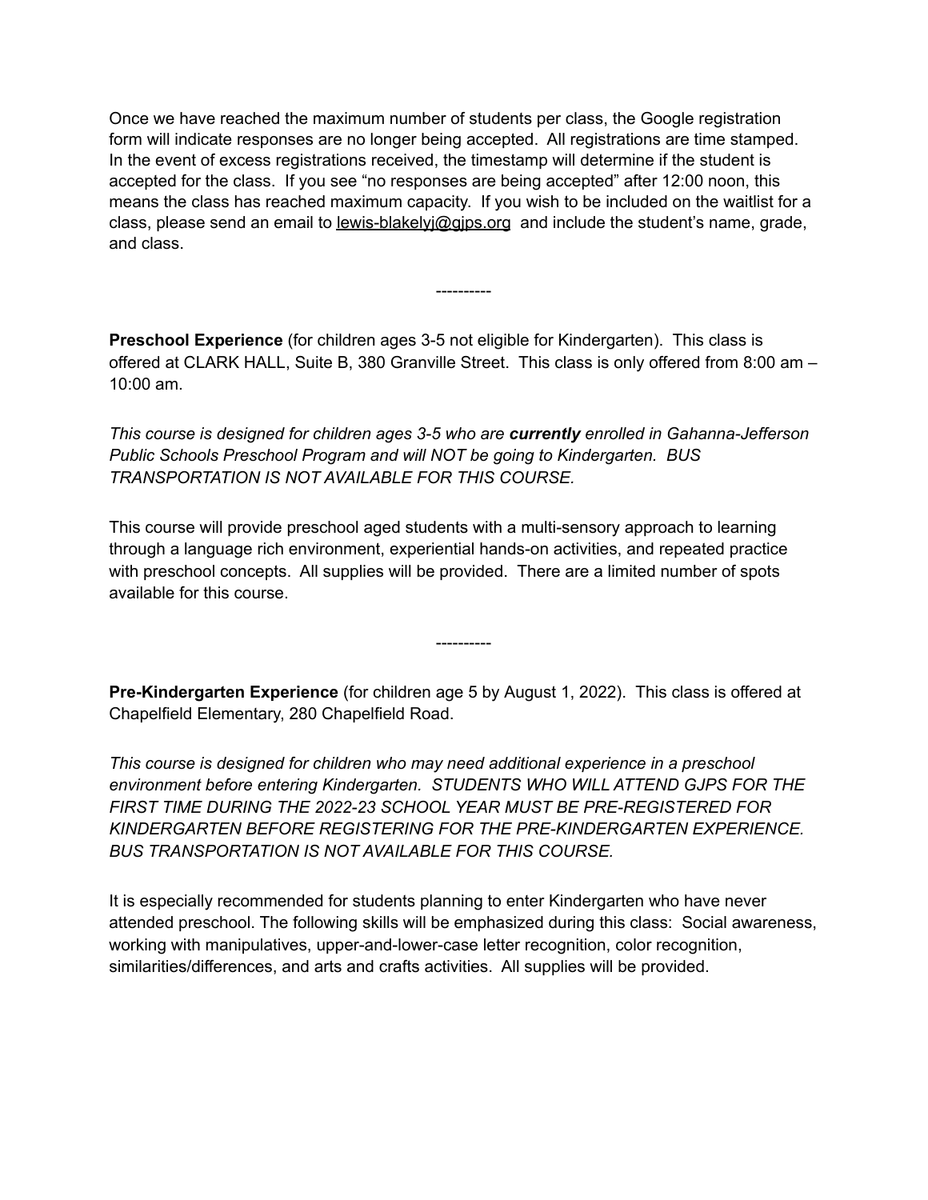Once we have reached the maximum number of students per class, the Google registration form will indicate responses are no longer being accepted. All registrations are time stamped. In the event of excess registrations received, the timestamp will determine if the student is accepted for the class. If you see "no responses are being accepted" after 12:00 noon, this means the class has reached maximum capacity. If you wish to be included on the waitlist for a class, please send an email to lewis-blakelyj@gjps.org and include the student's name, grade, and class.

----------

**Preschool Experience** (for children ages 3-5 not eligible for Kindergarten). This class is offered at CLARK HALL, Suite B, 380 Granville Street. This class is only offered from 8:00 am – 10:00 am.

*This course is designed for children ages 3-5 who are **currently** enrolled in Gahanna-Jefferson Public Schools Preschool Program and will NOT be going to Kindergarten. BUS TRANSPORTATION IS NOT AVAILABLE FOR THIS COURSE.*

This course will provide preschool aged students with a multi-sensory approach to learning through a language rich environment, experiential hands-on activities, and repeated practice with preschool concepts. All supplies will be provided. There are a limited number of spots available for this course.

----------

**Pre-Kindergarten Experience** (for children age 5 by August 1, 2022). This class is offered at Chapelfield Elementary, 280 Chapelfield Road.

*This course is designed for children who may need additional experience in a preschool environment before entering Kindergarten. STUDENTS WHO WILL ATTEND GJPS FOR THE FIRST TIME DURING THE 2022-23 SCHOOL YEAR MUST BE PRE-REGISTERED FOR KINDERGARTEN BEFORE REGISTERING FOR THE PRE-KINDERGARTEN EXPERIENCE. BUS TRANSPORTATION IS NOT AVAILABLE FOR THIS COURSE.*

It is especially recommended for students planning to enter Kindergarten who have never attended preschool. The following skills will be emphasized during this class: Social awareness, working with manipulatives, upper-and-lower-case letter recognition, color recognition, similarities/differences, and arts and crafts activities. All supplies will be provided.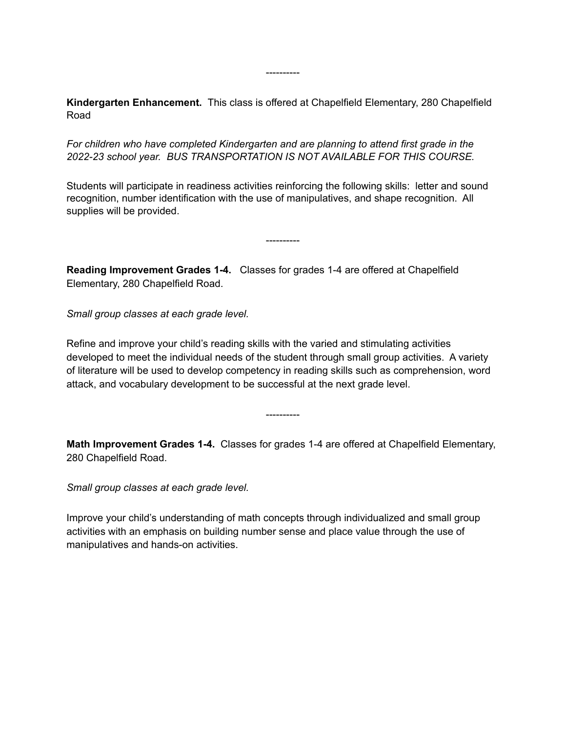----------

**Kindergarten Enhancement.** This class is offered at Chapelfield Elementary, 280 Chapelfield Road

*For children who have completed Kindergarten and are planning to attend first grade in the 2022-23 school year. BUS TRANSPORTATION IS NOT AVAILABLE FOR THIS COURSE.*

Students will participate in readiness activities reinforcing the following skills: letter and sound recognition, number identification with the use of manipulatives, and shape recognition. All supplies will be provided.

----------

**Reading Improvement Grades 1-4.** Classes for grades 1-4 are offered at Chapelfield Elementary, 280 Chapelfield Road.

*Small group classes at each grade level.*

Refine and improve your child's reading skills with the varied and stimulating activities developed to meet the individual needs of the student through small group activities. A variety of literature will be used to develop competency in reading skills such as comprehension, word attack, and vocabulary development to be successful at the next grade level.

----------

**Math Improvement Grades 1-4.** Classes for grades 1-4 are offered at Chapelfield Elementary, 280 Chapelfield Road.

*Small group classes at each grade level.*

Improve your child's understanding of math concepts through individualized and small group activities with an emphasis on building number sense and place value through the use of manipulatives and hands-on activities.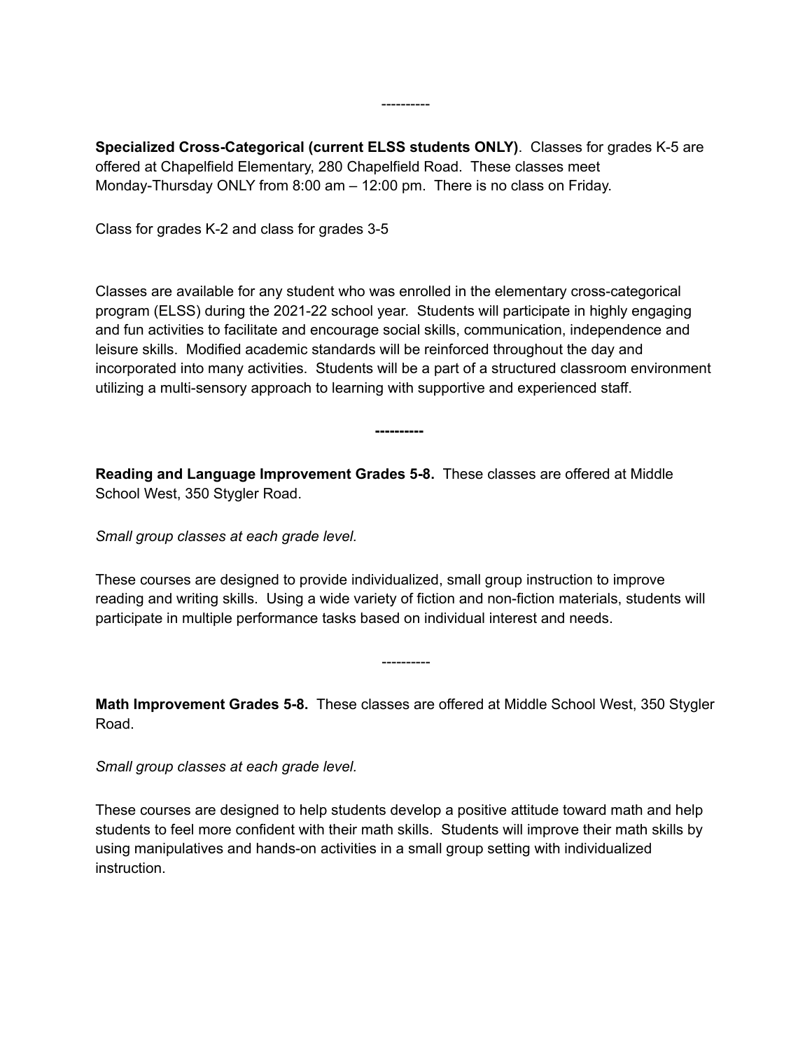----------

**Specialized Cross-Categorical (current ELSS students ONLY)**. Classes for grades K-5 are offered at Chapelfield Elementary, 280 Chapelfield Road. These classes meet Monday-Thursday ONLY from 8:00 am – 12:00 pm. There is no class on Friday.

Class for grades K-2 and class for grades 3-5

Classes are available for any student who was enrolled in the elementary cross-categorical program (ELSS) during the 2021-22 school year. Students will participate in highly engaging and fun activities to facilitate and encourage social skills, communication, independence and leisure skills. Modified academic standards will be reinforced throughout the day and incorporated into many activities. Students will be a part of a structured classroom environment utilizing a multi-sensory approach to learning with supportive and experienced staff.

**----------**

**Reading and Language Improvement Grades 5-8.** These classes are offered at Middle School West, 350 Stygler Road.

*Small group classes at each grade level.*

These courses are designed to provide individualized, small group instruction to improve reading and writing skills. Using a wide variety of fiction and non-fiction materials, students will participate in multiple performance tasks based on individual interest and needs.

----------

**Math Improvement Grades 5-8.** These classes are offered at Middle School West, 350 Stygler Road.

*Small group classes at each grade level.*

These courses are designed to help students develop a positive attitude toward math and help students to feel more confident with their math skills. Students will improve their math skills by using manipulatives and hands-on activities in a small group setting with individualized instruction.